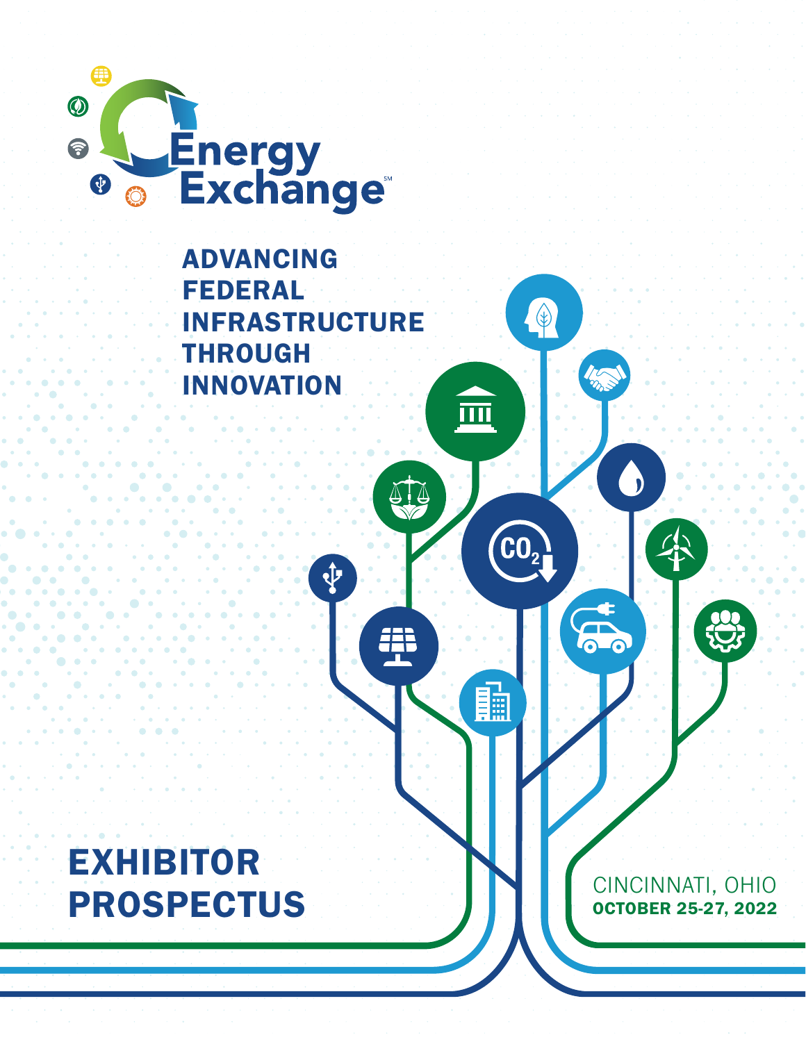# Energy Exchange℠

## ADVANCING FEDERAL INFRASTRUCTURE THROUGH INNOVATION

# EXHIBITOR PROSPECTUS

CINCINNATI, OHIO
**OCTOBER 25-27, 2022**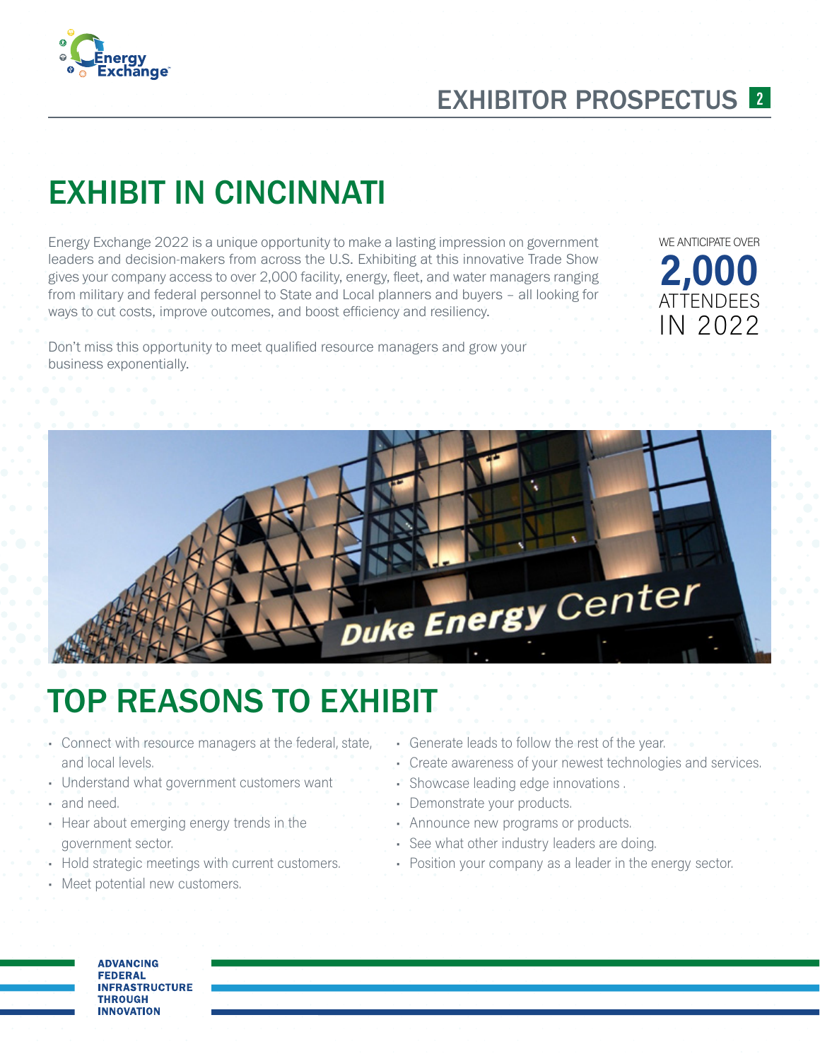# EXHIBIT IN CINCINNATI

Energy Exchange 2022 is a unique opportunity to make a lasting impression on government leaders and decision-makers from across the U.S. Exhibiting at this innovative Trade Show gives your company access to over 2,000 facility, energy, fleet, and water managers ranging from military and federal personnel to State and Local planners and buyers – all looking for ways to cut costs, improve outcomes, and boost efficiency and resiliency.

Don't miss this opportunity to meet qualified resource managers and grow your business exponentially.

WE ANTICIPATE OVER **2,000** ATTENDEES IN 2022

# TOP REASONS TO EXHIBIT

- Connect with resource managers at the federal, state, and local levels.
- Understand what government customers want
- and need.
- Hear about emerging energy trends in the government sector.
- Hold strategic meetings with current customers.
- Meet potential new customers.
- Generate leads to follow the rest of the year.
- Create awareness of your newest technologies and services.
- Showcase leading edge innovations .
- Demonstrate your products.
- Announce new programs or products.
- See what other industry leaders are doing.
- Position your company as a leader in the energy sector.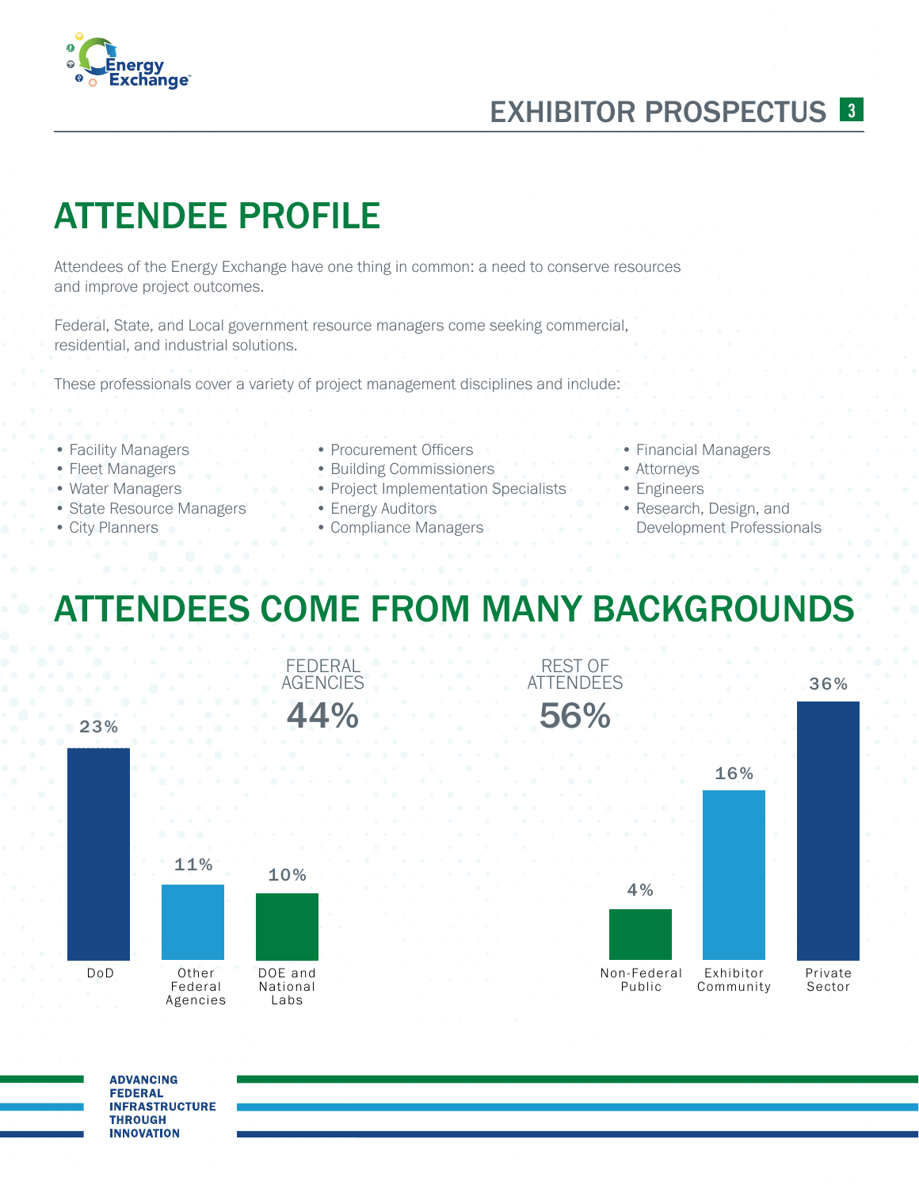# ATTENDEE PROFILE

Attendees of the Energy Exchange have one thing in common: a need to conserve resources and improve project outcomes.

Federal, State, and Local government resource managers come seeking commercial, residential, and industrial solutions.

These professionals cover a variety of project management disciplines and include:

- Facility Managers
- Fleet Managers
- Water Managers
- State Resource Managers
- City Planners
- Procurement Officers
- Building Commissioners
- Project Implementation Specialists
- Energy Auditors
- Compliance Managers
- Financial Managers
- Attorneys
- Engineers
- Research, Design, and Development Professionals

# ATTENDEES COME FROM MANY BACKGROUNDS

**FEDERAL AGENCIES 44%**

| Category | Percentage |
|---|---|
| DoD | 23% |
| Other Federal Agencies | 11% |
| DOE and National Labs | 10% |

**REST OF ATTENDEES 56%**

| Category | Percentage |
|---|---|
| Non-Federal Public | 4% |
| Exhibitor Community | 16% |
| Private Sector | 36% |

ADVANCING FEDERAL INFRASTRUCTURE THROUGH INNOVATION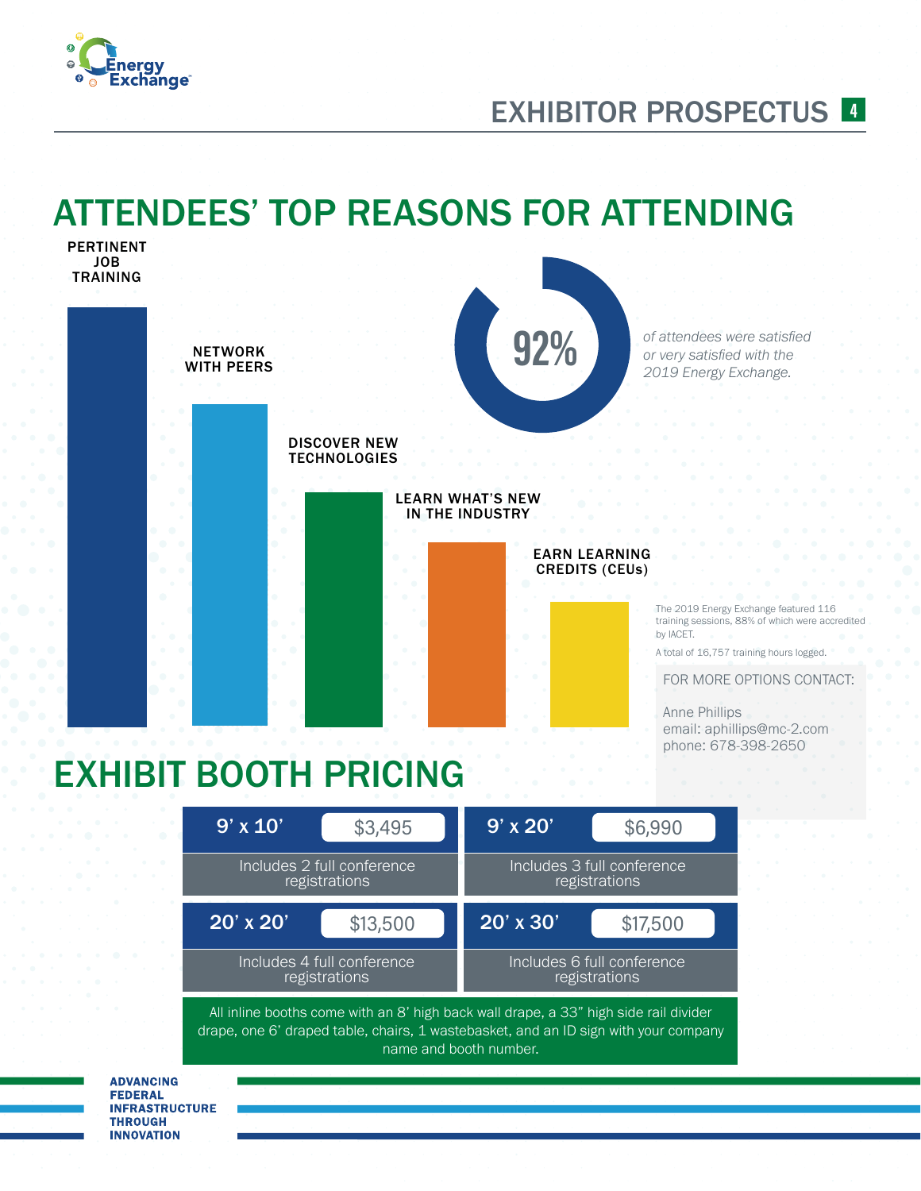# ATTENDEES' TOP REASONS FOR ATTENDING

PERTINENT JOB TRAINING

NETWORK WITH PEERS

DISCOVER NEW TECHNOLOGIES

LEARN WHAT'S NEW IN THE INDUSTRY

EARN LEARNING CREDITS (CEUs)

92%

*of attendees were satisfied or very satisfied with the 2019 Energy Exchange.*

The 2019 Energy Exchange featured 116 training sessions, 88% of which were accredited by IACET.

A total of 16,757 training hours logged.

FOR MORE OPTIONS CONTACT:

Anne Phillips
email: aphillips@mc-2.com
phone: 678-398-2650

# EXHIBIT BOOTH PRICING

| Booth | Price | Includes |
|---|---|---|
| 9' x 10' | $3,495 | Includes 2 full conference registrations |
| 9' x 20' | $6,990 | Includes 3 full conference registrations |
| 20' x 20' | $13,500 | Includes 4 full conference registrations |
| 20' x 30' | $17,500 | Includes 6 full conference registrations |

All inline booths come with an 8' high back wall drape, a 33" high side rail divider drape, one 6' draped table, chairs, 1 wastebasket, and an ID sign with your company name and booth number.

ADVANCING FEDERAL INFRASTRUCTURE THROUGH INNOVATION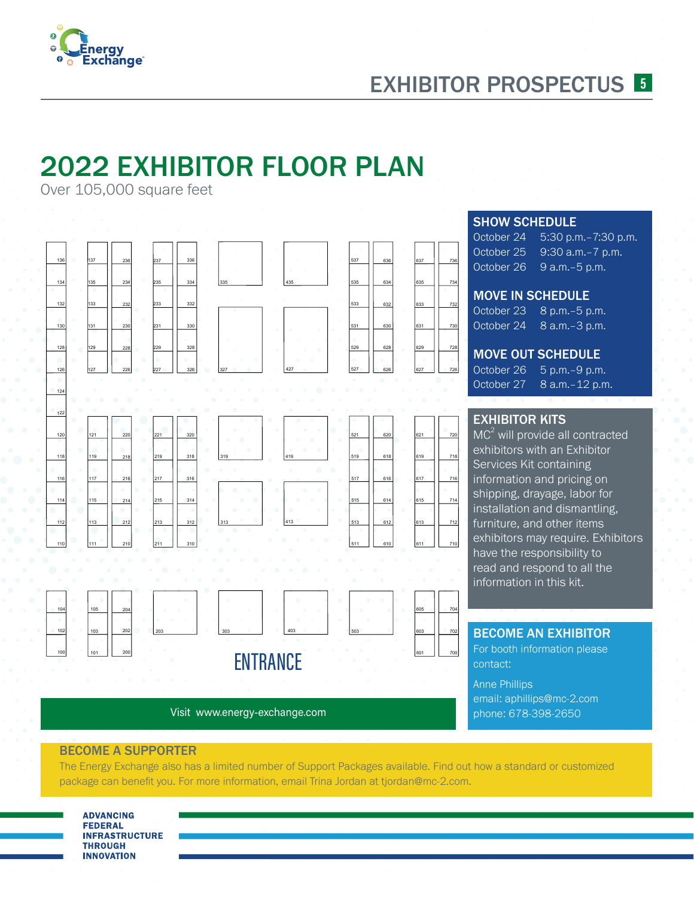# 2022 EXHIBITOR FLOOR PLAN

Over 105,000 square feet

136
134
132
130
128
126
124
122
120
118
116
114
112
110

137 236 237 336
135 234 235 334
133 232 233 332
131 230 231 330
129 228 229 328
127 226 227 326

335 435
327 427

537 636 637 736
535 634 635 734
533 632 633 732
531 630 631 730
529 628 629 728
527 626 627 726

121 220 221 320
119 218 219 318
117 216 217 316
115 214 215 314
113 212 213 312
111 210 211 310

319 419
313 413

521 620 621 720
519 618 619 718
517 616 617 716
515 614 615 714
513 612 613 712
511 610 611 710

104 105 204
102 103 202 203 303 403 503 605 704
100 101 200 603 702
601 700

ENTRANCE

Visit www.energy-exchange.com

## SHOW SCHEDULE

October 24 5:30 p.m.–7:30 p.m.
October 25 9:30 a.m.–7 p.m.
October 26 9 a.m.–5 p.m.

## MOVE IN SCHEDULE

October 23 8 p.m.–5 p.m.
October 24 8 a.m.–3 p.m.

## MOVE OUT SCHEDULE

October 26 5 p.m.–9 p.m.
October 27 8 a.m.–12 p.m.

## EXHIBITOR KITS

$MC^2$ will provide all contracted exhibitors with an Exhibitor Services Kit containing information and pricing on shipping, drayage, labor for installation and dismantling, furniture, and other items exhibitors may require. Exhibitors have the responsibility to read and respond to all the information in this kit.

## BECOME AN EXHIBITOR

For booth information please contact:

Anne Phillips
email: aphillips@mc-2.com
phone: 678-398-2650

## BECOME A SUPPORTER

The Energy Exchange also has a limited number of Support Packages available. Find out how a standard or customized package can benefit you. For more information, email Trina Jordan at tjordan@mc-2.com.

ADVANCING FEDERAL INFRASTRUCTURE THROUGH INNOVATION